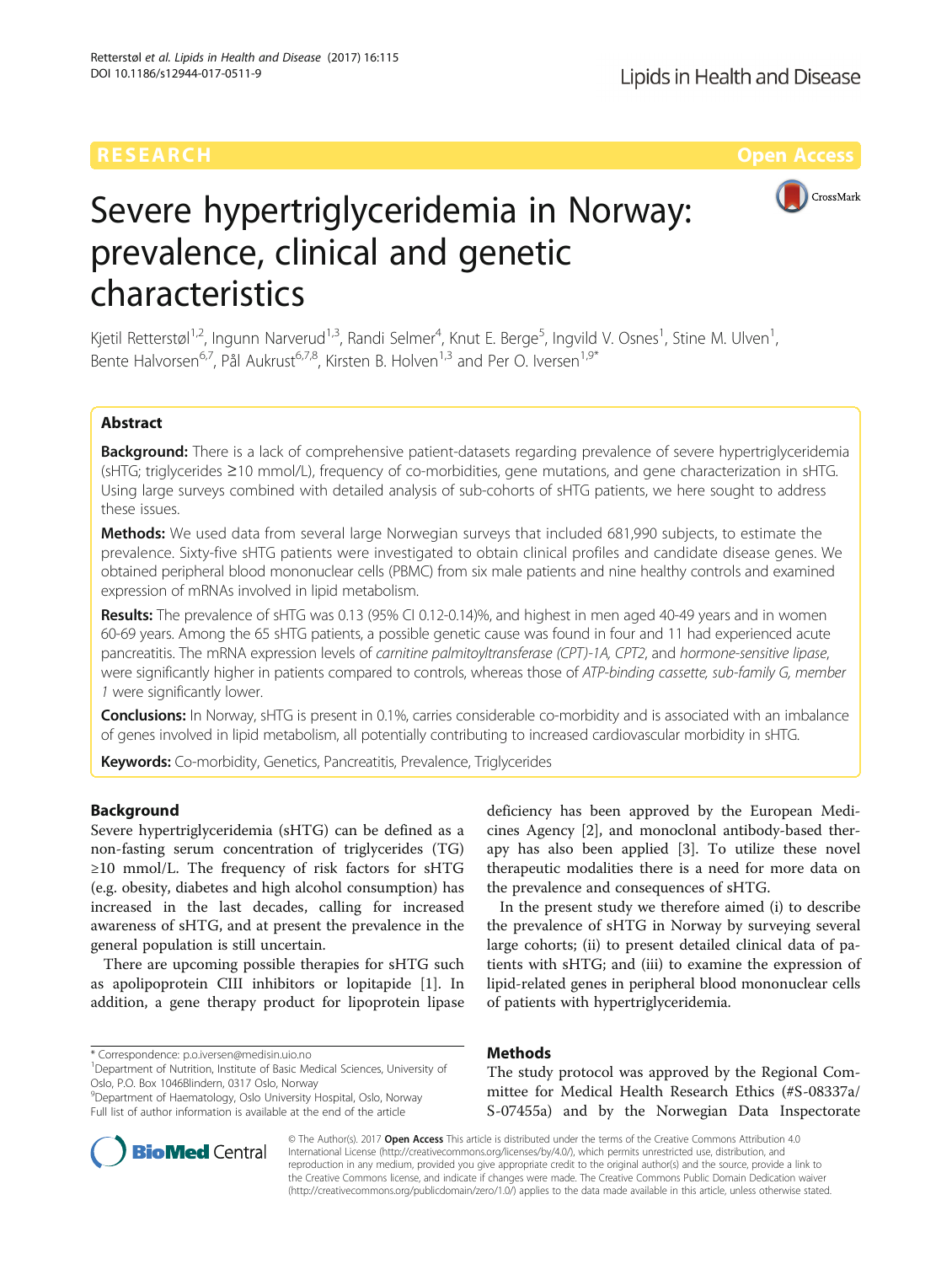RESEARCH Open Access

# Severe hypertriglyceridemia in Norway: prevalence, clinical and genetic characteristics

Kjetil Retterstøl[1,2], Ingunn Narverud[1,3], Randi Selmer[4], Knut E. Berge[5], Ingvild V. Osnes[1], Stine M. Ulven[1], Bente Halvorsen[6,7], Pål Aukrust[6,7,8], Kirsten B. Holven[1,3] and Per O. Iversen[1,9*]

## Abstract

**Background:** There is a lack of comprehensive patient-datasets regarding prevalence of severe hypertriglyceridemia (sHTG; triglycerides ≥10 mmol/L), frequency of co-morbidities, gene mutations, and gene characterization in sHTG. Using large surveys combined with detailed analysis of sub-cohorts of sHTG patients, we here sought to address these issues.

**Methods:** We used data from several large Norwegian surveys that included 681,990 subjects, to estimate the prevalence. Sixty-five sHTG patients were investigated to obtain clinical profiles and candidate disease genes. We obtained peripheral blood mononuclear cells (PBMC) from six male patients and nine healthy controls and examined expression of mRNAs involved in lipid metabolism.

**Results:** The prevalence of sHTG was 0.13 (95% CI 0.12-0.14)%, and highest in men aged 40-49 years and in women 60-69 years. Among the 65 sHTG patients, a possible genetic cause was found in four and 11 had experienced acute pancreatitis. The mRNA expression levels of *carnitine palmitoyltransferase (CPT)-1A*, *CPT2*, and *hormone-sensitive lipase*, were significantly higher in patients compared to controls, whereas those of *ATP-binding cassette, sub-family G, member 1* were significantly lower.

**Conclusions:** In Norway, sHTG is present in 0.1%, carries considerable co-morbidity and is associated with an imbalance of genes involved in lipid metabolism, all potentially contributing to increased cardiovascular morbidity in sHTG.

**Keywords:** Co-morbidity, Genetics, Pancreatitis, Prevalence, Triglycerides

## Background

Severe hypertriglyceridemia (sHTG) can be defined as a non-fasting serum concentration of triglycerides (TG) ≥10 mmol/L. The frequency of risk factors for sHTG (e.g. obesity, diabetes and high alcohol consumption) has increased in the last decades, calling for increased awareness of sHTG, and at present the prevalence in the general population is still uncertain.

There are upcoming possible therapies for sHTG such as apolipoprotein CIII inhibitors or lopitapide [1]. In addition, a gene therapy product for lipoprotein lipase deficiency has been approved by the European Medicines Agency [2], and monoclonal antibody-based therapy has also been applied [3]. To utilize these novel therapeutic modalities there is a need for more data on the prevalence and consequences of sHTG.

In the present study we therefore aimed (i) to describe the prevalence of sHTG in Norway by surveying several large cohorts; (ii) to present detailed clinical data of patients with sHTG; and (iii) to examine the expression of lipid-related genes in peripheral blood mononuclear cells of patients with hypertriglyceridemia.

## Methods

The study protocol was approved by the Regional Committee for Medical Health Research Ethics (#S-08337a/S-07455a) and by the Norwegian Data Inspectorate

\* Correspondence: p.o.iversen@medisin.uio.no
[1]Department of Nutrition, Institute of Basic Medical Sciences, University of Oslo, P.O. Box 1046Blindern, 0317 Oslo, Norway
[9]Department of Haematology, Oslo University Hospital, Oslo, Norway
Full list of author information is available at the end of the article

© The Author(s). 2017 **Open Access** This article is distributed under the terms of the Creative Commons Attribution 4.0 International License (http://creativecommons.org/licenses/by/4.0/), which permits unrestricted use, distribution, and reproduction in any medium, provided you give appropriate credit to the original author(s) and the source, provide a link to the Creative Commons license, and indicate if changes were made. The Creative Commons Public Domain Dedication waiver (http://creativecommons.org/publicdomain/zero/1.0/) applies to the data made available in this article, unless otherwise stated.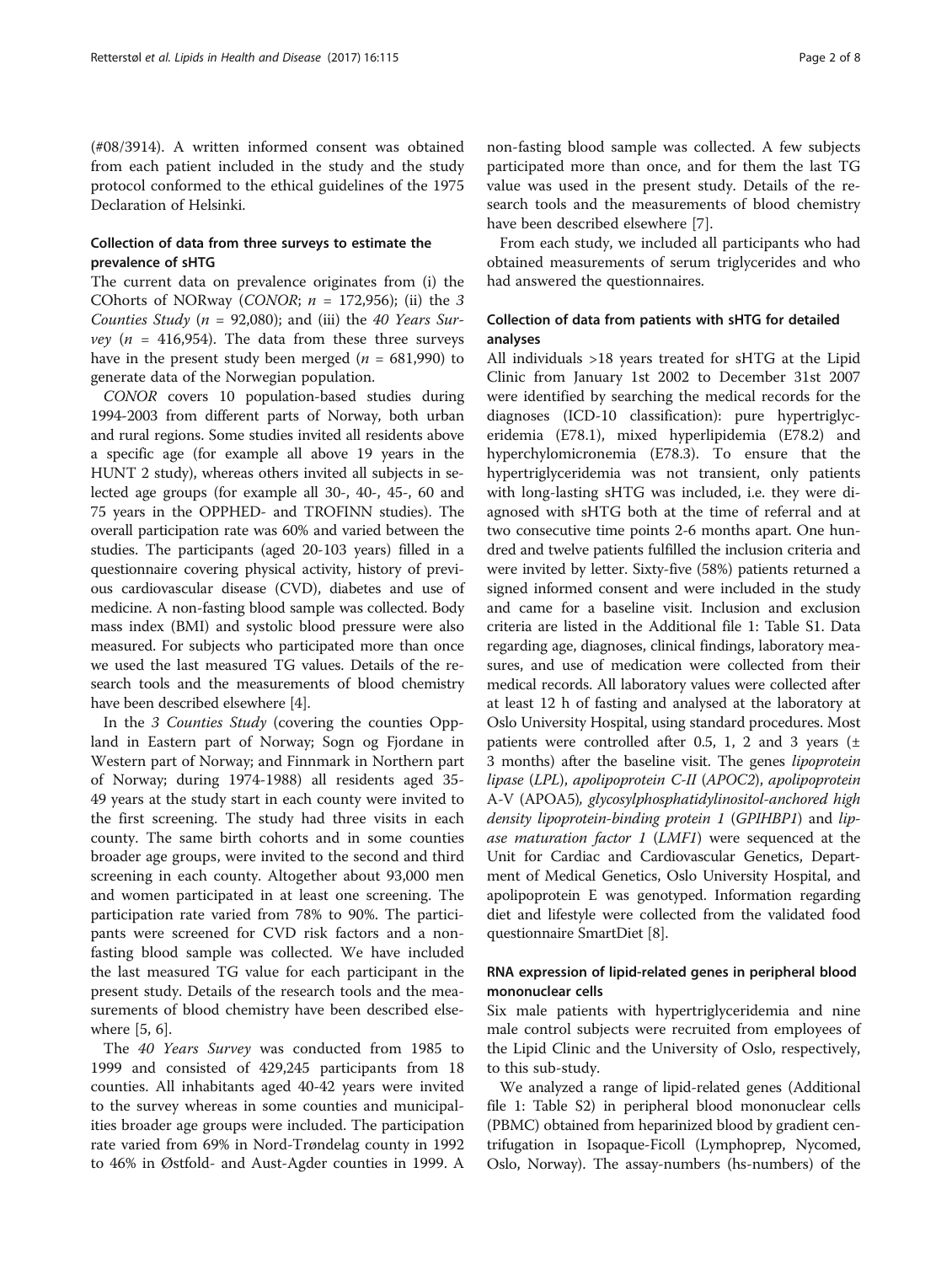(#08/3914). A written informed consent was obtained from each patient included in the study and the study protocol conformed to the ethical guidelines of the 1975 Declaration of Helsinki.

## Collection of data from three surveys to estimate the prevalence of sHTG

The current data on prevalence originates from (i) the COhorts of NORway (*CONOR*; *n* = 172,956); (ii) the *3 Counties Study* (*n* = 92,080); and (iii) the *40 Years Survey* (*n* = 416,954). The data from these three surveys have in the present study been merged (*n* = 681,990) to generate data of the Norwegian population.

*CONOR* covers 10 population-based studies during 1994-2003 from different parts of Norway, both urban and rural regions. Some studies invited all residents above a specific age (for example all above 19 years in the HUNT 2 study), whereas others invited all subjects in selected age groups (for example all 30-, 40-, 45-, 60 and 75 years in the OPPHED- and TROFINN studies). The overall participation rate was 60% and varied between the studies. The participants (aged 20-103 years) filled in a questionnaire covering physical activity, history of previous cardiovascular disease (CVD), diabetes and use of medicine. A non-fasting blood sample was collected. Body mass index (BMI) and systolic blood pressure were also measured. For subjects who participated more than once we used the last measured TG values. Details of the research tools and the measurements of blood chemistry have been described elsewhere [4].

In the *3 Counties Study* (covering the counties Oppland in Eastern part of Norway; Sogn og Fjordane in Western part of Norway; and Finnmark in Northern part of Norway; during 1974-1988) all residents aged 35-49 years at the study start in each county were invited to the first screening. The study had three visits in each county. The same birth cohorts and in some counties broader age groups, were invited to the second and third screening in each county. Altogether about 93,000 men and women participated in at least one screening. The participation rate varied from 78% to 90%. The participants were screened for CVD risk factors and a non-fasting blood sample was collected. We have included the last measured TG value for each participant in the present study. Details of the research tools and the measurements of blood chemistry have been described elsewhere [5, 6].

The *40 Years Survey* was conducted from 1985 to 1999 and consisted of 429,245 participants from 18 counties. All inhabitants aged 40-42 years were invited to the survey whereas in some counties and municipalities broader age groups were included. The participation rate varied from 69% in Nord-Trøndelag county in 1992 to 46% in Østfold- and Aust-Agder counties in 1999. A non-fasting blood sample was collected. A few subjects participated more than once, and for them the last TG value was used in the present study. Details of the research tools and the measurements of blood chemistry have been described elsewhere [7].

From each study, we included all participants who had obtained measurements of serum triglycerides and who had answered the questionnaires.

## Collection of data from patients with sHTG for detailed analyses

All individuals >18 years treated for sHTG at the Lipid Clinic from January 1st 2002 to December 31st 2007 were identified by searching the medical records for the diagnoses (ICD-10 classification): pure hypertriglyceridemia (E78.1), mixed hyperlipidemia (E78.2) and hyperchylomicronemia (E78.3). To ensure that the hypertriglyceridemia was not transient, only patients with long-lasting sHTG was included, i.e. they were diagnosed with sHTG both at the time of referral and at two consecutive time points 2-6 months apart. One hundred and twelve patients fulfilled the inclusion criteria and were invited by letter. Sixty-five (58%) patients returned a signed informed consent and were included in the study and came for a baseline visit. Inclusion and exclusion criteria are listed in the Additional file 1: Table S1. Data regarding age, diagnoses, clinical findings, laboratory measures, and use of medication were collected from their medical records. All laboratory values were collected after at least 12 h of fasting and analysed at the laboratory at Oslo University Hospital, using standard procedures. Most patients were controlled after 0.5, 1, 2 and 3 years (± 3 months) after the baseline visit. The genes *lipoprotein lipase* (*LPL*), *apolipoprotein C-II* (*APOC2*), *apolipoprotein* A-V (APOA5), *glycosylphosphatidylinositol-anchored high density lipoprotein-binding protein 1* (*GPIHBP1*) and *lipase maturation factor 1* (*LMF1*) were sequenced at the Unit for Cardiac and Cardiovascular Genetics, Department of Medical Genetics, Oslo University Hospital, and apolipoprotein E was genotyped. Information regarding diet and lifestyle were collected from the validated food questionnaire SmartDiet [8].

## RNA expression of lipid-related genes in peripheral blood mononuclear cells

Six male patients with hypertriglyceridemia and nine male control subjects were recruited from employees of the Lipid Clinic and the University of Oslo, respectively, to this sub-study.

We analyzed a range of lipid-related genes (Additional file 1: Table S2) in peripheral blood mononuclear cells (PBMC) obtained from heparinized blood by gradient centrifugation in Isopaque-Ficoll (Lymphoprep, Nycomed, Oslo, Norway). The assay-numbers (hs-numbers) of the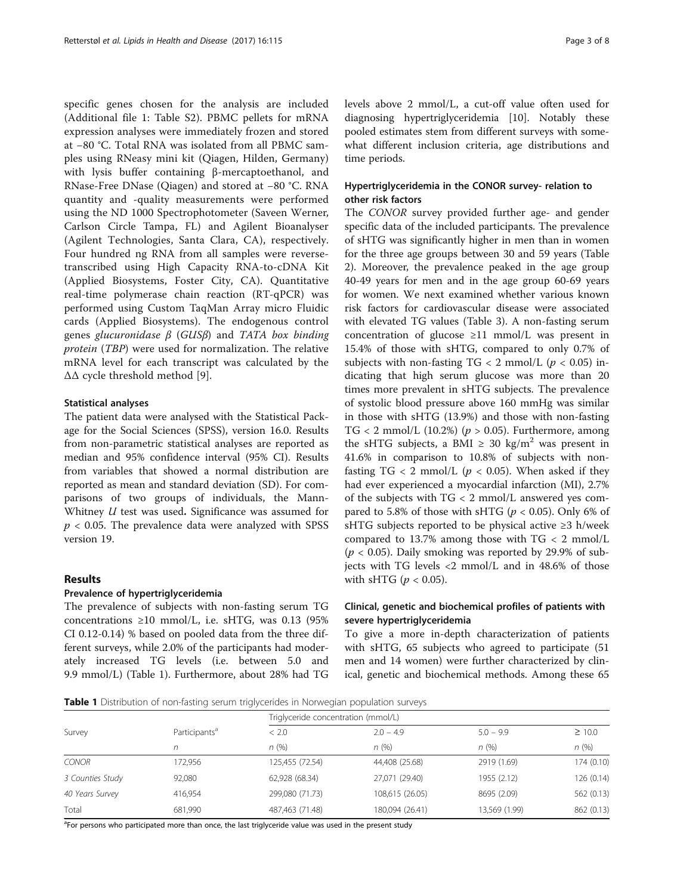specific genes chosen for the analysis are included (Additional file 1: Table S2). PBMC pellets for mRNA expression analyses were immediately frozen and stored at −80 °C. Total RNA was isolated from all PBMC samples using RNeasy mini kit (Qiagen, Hilden, Germany) with lysis buffer containing β-mercaptoethanol, and RNase-Free DNase (Qiagen) and stored at −80 °C. RNA quantity and -quality measurements were performed using the ND 1000 Spectrophotometer (Saveen Werner, Carlson Circle Tampa, FL) and Agilent Bioanalyser (Agilent Technologies, Santa Clara, CA), respectively. Four hundred ng RNA from all samples were reverse-transcribed using High Capacity RNA-to-cDNA Kit (Applied Biosystems, Foster City, CA). Quantitative real-time polymerase chain reaction (RT-qPCR) was performed using Custom TaqMan Array micro Fluidic cards (Applied Biosystems). The endogenous control genes *glucuronidase β* (*GUSβ*) and *TATA box binding protein* (*TBP*) were used for normalization. The relative mRNA level for each transcript was calculated by the ΔΔ cycle threshold method [9].

### Statistical analyses

The patient data were analysed with the Statistical Package for the Social Sciences (SPSS), version 16.0. Results from non-parametric statistical analyses are reported as median and 95% confidence interval (95% CI). Results from variables that showed a normal distribution are reported as mean and standard deviation (SD). For comparisons of two groups of individuals, the Mann-Whitney *U* test was used. Significance was assumed for $p < 0.05$. The prevalence data were analyzed with SPSS version 19.

## Results

### Prevalence of hypertriglyceridemia

The prevalence of subjects with non-fasting serum TG concentrations ≥10 mmol/L, i.e. sHTG, was 0.13 (95% CI 0.12-0.14) % based on pooled data from the three different surveys, while 2.0% of the participants had moderately increased TG levels (i.e. between 5.0 and 9.9 mmol/L) (Table 1). Furthermore, about 28% had TG levels above 2 mmol/L, a cut-off value often used for diagnosing hypertriglyceridemia [10]. Notably these pooled estimates stem from different surveys with somewhat different inclusion criteria, age distributions and time periods.

### Hypertriglyceridemia in the CONOR survey- relation to other risk factors

The *CONOR* survey provided further age- and gender specific data of the included participants. The prevalence of sHTG was significantly higher in men than in women for the three age groups between 30 and 59 years (Table 2). Moreover, the prevalence peaked in the age group 40-49 years for men and in the age group 60-69 years for women. We next examined whether various known risk factors for cardiovascular disease were associated with elevated TG values (Table 3). A non-fasting serum concentration of glucose ≥11 mmol/L was present in 15.4% of those with sHTG, compared to only 0.7% of subjects with non-fasting TG < 2 mmol/L ($p < 0.05$) indicating that high serum glucose was more than 20 times more prevalent in sHTG subjects. The prevalence of systolic blood pressure above 160 mmHg was similar in those with sHTG (13.9%) and those with non-fasting TG < 2 mmol/L (10.2%) ($p > 0.05$). Furthermore, among the sHTG subjects, a BMI ≥ 30 kg/m$^2$ was present in 41.6% in comparison to 10.8% of subjects with non-fasting TG < 2 mmol/L ($p < 0.05$). When asked if they had ever experienced a myocardial infarction (MI), 2.7% of the subjects with TG < 2 mmol/L answered yes compared to 5.8% of those with sHTG ($p < 0.05$). Only 6% of sHTG subjects reported to be physical active ≥3 h/week compared to 13.7% among those with TG < 2 mmol/L ($p < 0.05$). Daily smoking was reported by 29.9% of subjects with TG levels <2 mmol/L and in 48.6% of those with sHTG ($p < 0.05$).

### Clinical, genetic and biochemical profiles of patients with severe hypertriglyceridemia

To give a more in-depth characterization of patients with sHTG, 65 subjects who agreed to participate (51 men and 14 women) were further characterized by clinical, genetic and biochemical methods. Among these 65

**Table 1** Distribution of non-fasting serum triglycerides in Norwegian population surveys

| Survey | Participants[a] | Triglyceride concentration (mmol/L) | | | |
|---|---|---|---|---|---|
| | | < 2.0 | 2.0 – 4.9 | 5.0 – 9.9 | ≥ 10.0 |
| | *n* | *n* (%) | *n* (%) | *n* (%) | *n* (%) |
| *CONOR* | 172,956 | 125,455 (72.54) | 44,408 (25.68) | 2919 (1.69) | 174 (0.10) |
| *3 Counties Study* | 92,080 | 62,928 (68.34) | 27,071 (29.40) | 1955 (2.12) | 126 (0.14) |
| *40 Years Survey* | 416,954 | 299,080 (71.73) | 108,615 (26.05) | 8695 (2.09) | 562 (0.13) |
| Total | 681,990 | 487,463 (71.48) | 180,094 (26.41) | 13,569 (1.99) | 862 (0.13) |

[a]For persons who participated more than once, the last triglyceride value was used in the present study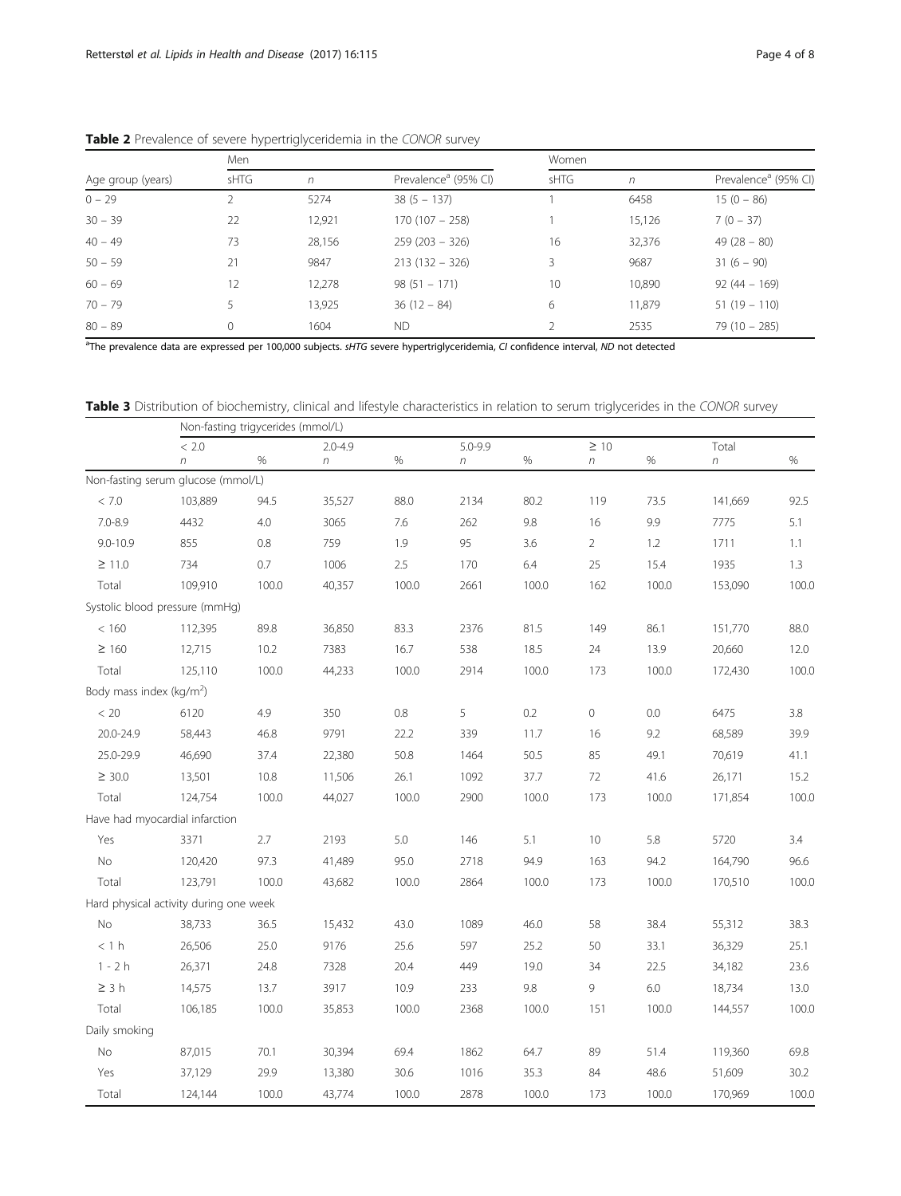**Table 2** Prevalence of severe hypertriglyceridemia in the *CONOR* survey

| Age group (years) | Men | | | Women | | |
|---|---|---|---|---|---|---|
| | sHTG | *n* | Prevalence[a] (95% CI) | sHTG | *n* | Prevalence[a] (95% CI) |
| 0 – 29 | 2 | 5274 | 38 (5 – 137) | 1 | 6458 | 15 (0 – 86) |
| 30 – 39 | 22 | 12,921 | 170 (107 – 258) | 1 | 15,126 | 7 (0 – 37) |
| 40 – 49 | 73 | 28,156 | 259 (203 – 326) | 16 | 32,376 | 49 (28 – 80) |
| 50 – 59 | 21 | 9847 | 213 (132 – 326) | 3 | 9687 | 31 (6 – 90) |
| 60 – 69 | 12 | 12,278 | 98 (51 – 171) | 10 | 10,890 | 92 (44 – 169) |
| 70 – 79 | 5 | 13,925 | 36 (12 – 84) | 6 | 11,879 | 51 (19 – 110) |
| 80 – 89 | 0 | 1604 | ND | 2 | 2535 | 79 (10 – 285) |

[a]The prevalence data are expressed per 100,000 subjects. *sHTG* severe hypertriglyceridemia, *CI* confidence interval, *ND* not detected

**Table 3** Distribution of biochemistry, clinical and lifestyle characteristics in relation to serum triglycerides in the *CONOR* survey

| | Non-fasting trigycerides (mmol/L) | | | | | | | | | |
|---|---|---|---|---|---|---|---|---|---|---|
| | < 2.0 | | 2.0-4.9 | | 5.0-9.9 | | ≥ 10 | | Total | |
| | *n* | % | *n* | % | *n* | % | *n* | % | *n* | % |
| Non-fasting serum glucose (mmol/L) | | | | | | | | | | |
| < 7.0 | 103,889 | 94.5 | 35,527 | 88.0 | 2134 | 80.2 | 119 | 73.5 | 141,669 | 92.5 |
| 7.0-8.9 | 4432 | 4.0 | 3065 | 7.6 | 262 | 9.8 | 16 | 9.9 | 7775 | 5.1 |
| 9.0-10.9 | 855 | 0.8 | 759 | 1.9 | 95 | 3.6 | 2 | 1.2 | 1711 | 1.1 |
| ≥ 11.0 | 734 | 0.7 | 1006 | 2.5 | 170 | 6.4 | 25 | 15.4 | 1935 | 1.3 |
| Total | 109,910 | 100.0 | 40,357 | 100.0 | 2661 | 100.0 | 162 | 100.0 | 153,090 | 100.0 |
| Systolic blood pressure (mmHg) | | | | | | | | | | |
| < 160 | 112,395 | 89.8 | 36,850 | 83.3 | 2376 | 81.5 | 149 | 86.1 | 151,770 | 88.0 |
| ≥ 160 | 12,715 | 10.2 | 7383 | 16.7 | 538 | 18.5 | 24 | 13.9 | 20,660 | 12.0 |
| Total | 125,110 | 100.0 | 44,233 | 100.0 | 2914 | 100.0 | 173 | 100.0 | 172,430 | 100.0 |
| Body mass index (kg/m$^2$) | | | | | | | | | | |
| < 20 | 6120 | 4.9 | 350 | 0.8 | 5 | 0.2 | 0 | 0.0 | 6475 | 3.8 |
| 20.0-24.9 | 58,443 | 46.8 | 9791 | 22.2 | 339 | 11.7 | 16 | 9.2 | 68,589 | 39.9 |
| 25.0-29.9 | 46,690 | 37.4 | 22,380 | 50.8 | 1464 | 50.5 | 85 | 49.1 | 70,619 | 41.1 |
| ≥ 30.0 | 13,501 | 10.8 | 11,506 | 26.1 | 1092 | 37.7 | 72 | 41.6 | 26,171 | 15.2 |
| Total | 124,754 | 100.0 | 44,027 | 100.0 | 2900 | 100.0 | 173 | 100.0 | 171,854 | 100.0 |
| Have had myocardial infarction | | | | | | | | | | |
| Yes | 3371 | 2.7 | 2193 | 5.0 | 146 | 5.1 | 10 | 5.8 | 5720 | 3.4 |
| No | 120,420 | 97.3 | 41,489 | 95.0 | 2718 | 94.9 | 163 | 94.2 | 164,790 | 96.6 |
| Total | 123,791 | 100.0 | 43,682 | 100.0 | 2864 | 100.0 | 173 | 100.0 | 170,510 | 100.0 |
| Hard physical activity during one week | | | | | | | | | | |
| No | 38,733 | 36.5 | 15,432 | 43.0 | 1089 | 46.0 | 58 | 38.4 | 55,312 | 38.3 |
| < 1 h | 26,506 | 25.0 | 9176 | 25.6 | 597 | 25.2 | 50 | 33.1 | 36,329 | 25.1 |
| 1 - 2 h | 26,371 | 24.8 | 7328 | 20.4 | 449 | 19.0 | 34 | 22.5 | 34,182 | 23.6 |
| ≥ 3 h | 14,575 | 13.7 | 3917 | 10.9 | 233 | 9.8 | 9 | 6.0 | 18,734 | 13.0 |
| Total | 106,185 | 100.0 | 35,853 | 100.0 | 2368 | 100.0 | 151 | 100.0 | 144,557 | 100.0 |
| Daily smoking | | | | | | | | | | |
| No | 87,015 | 70.1 | 30,394 | 69.4 | 1862 | 64.7 | 89 | 51.4 | 119,360 | 69.8 |
| Yes | 37,129 | 29.9 | 13,380 | 30.6 | 1016 | 35.3 | 84 | 48.6 | 51,609 | 30.2 |
| Total | 124,144 | 100.0 | 43,774 | 100.0 | 2878 | 100.0 | 173 | 100.0 | 170,969 | 100.0 |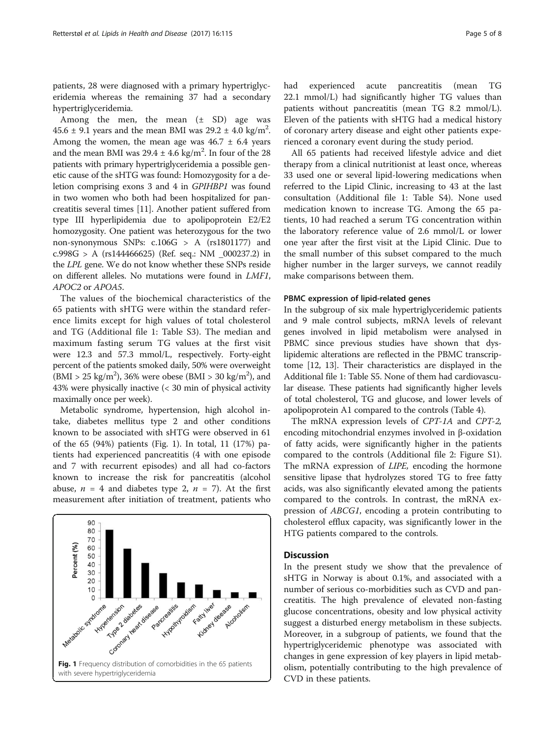patients, 28 were diagnosed with a primary hypertriglyceridemia whereas the remaining 37 had a secondary hypertriglyceridemia.

Among the men, the mean (± SD) age was 45.6 ± 9.1 years and the mean BMI was 29.2 ± 4.0 kg/m$^2$. Among the women, the mean age was 46.7 ± 6.4 years and the mean BMI was 29.4 ± 4.6 kg/m$^2$. In four of the 28 patients with primary hypertriglyceridemia a possible genetic cause of the sHTG was found: Homozygosity for a deletion comprising exons 3 and 4 in *GPIHBP1* was found in two women who both had been hospitalized for pancreatitis several times [11]. Another patient suffered from type III hyperlipidemia due to apolipoprotein E2/E2 homozygosity. One patient was heterozygous for the two non-synonymous SNPs: c.106G > A (rs1801177) and c.998G > A (rs144466625) (Ref. seq.: NM _000237.2) in the *LPL* gene. We do not know whether these SNPs reside on different alleles. No mutations were found in *LMF1*, *APOC2* or *APOA5*.

The values of the biochemical characteristics of the 65 patients with sHTG were within the standard reference limits except for high values of total cholesterol and TG (Additional file 1: Table S3). The median and maximum fasting serum TG values at the first visit were 12.3 and 57.3 mmol/L, respectively. Forty-eight percent of the patients smoked daily, 50% were overweight (BMI > 25 kg/m$^2$), 36% were obese (BMI > 30 kg/m$^2$), and 43% were physically inactive (< 30 min of physical activity maximally once per week).

Metabolic syndrome, hypertension, high alcohol intake, diabetes mellitus type 2 and other conditions known to be associated with sHTG were observed in 61 of the 65 (94%) patients (Fig. 1). In total, 11 (17%) patients had experienced pancreatitis (4 with one episode and 7 with recurrent episodes) and all had co-factors known to increase the risk for pancreatitis (alcohol abuse, $n$ = 4 and diabetes type 2, $n$ = 7). At the first measurement after initiation of treatment, patients who had experienced acute pancreatitis (mean TG 22.1 mmol/L) had significantly higher TG values than patients without pancreatitis (mean TG 8.2 mmol/L). Eleven of the patients with sHTG had a medical history of coronary artery disease and eight other patients experienced a coronary event during the study period.

**Fig. 1** Frequency distribution of comorbidities in the 65 patients with severe hypertriglyceridemia

All 65 patients had received lifestyle advice and diet therapy from a clinical nutritionist at least once, whereas 33 used one or several lipid-lowering medications when referred to the Lipid Clinic, increasing to 43 at the last consultation (Additional file 1: Table S4). None used medication known to increase TG. Among the 65 patients, 10 had reached a serum TG concentration within the laboratory reference value of 2.6 mmol/L or lower one year after the first visit at the Lipid Clinic. Due to the small number of this subset compared to the much higher number in the larger surveys, we cannot readily make comparisons between them.

### PBMC expression of lipid-related genes

In the subgroup of six male hypertriglyceridemic patients and 9 male control subjects, mRNA levels of relevant genes involved in lipid metabolism were analysed in PBMC since previous studies have shown that dyslipidemic alterations are reflected in the PBMC transcriptome [12, 13]. Their characteristics are displayed in the Additional file 1: Table S5. None of them had cardiovascular disease. These patients had significantly higher levels of total cholesterol, TG and glucose, and lower levels of apolipoprotein A1 compared to the controls (Table 4).

The mRNA expression levels of *CPT-1A* and *CPT-2,* encoding mitochondrial enzymes involved in β-oxidation of fatty acids, were significantly higher in the patients compared to the controls (Additional file 2: Figure S1). The mRNA expression of *LIPE,* encoding the hormone sensitive lipase that hydrolyzes stored TG to free fatty acids, was also significantly elevated among the patients compared to the controls. In contrast, the mRNA expression of *ABCG1*, encoding a protein contributing to cholesterol efflux capacity, was significantly lower in the HTG patients compared to the controls.

## Discussion

In the present study we show that the prevalence of sHTG in Norway is about 0.1%, and associated with a number of serious co-morbidities such as CVD and pancreatitis. The high prevalence of elevated non-fasting glucose concentrations, obesity and low physical activity suggest a disturbed energy metabolism in these subjects. Moreover, in a subgroup of patients, we found that the hypertriglyceridemic phenotype was associated with changes in gene expression of key players in lipid metabolism, potentially contributing to the high prevalence of CVD in these patients.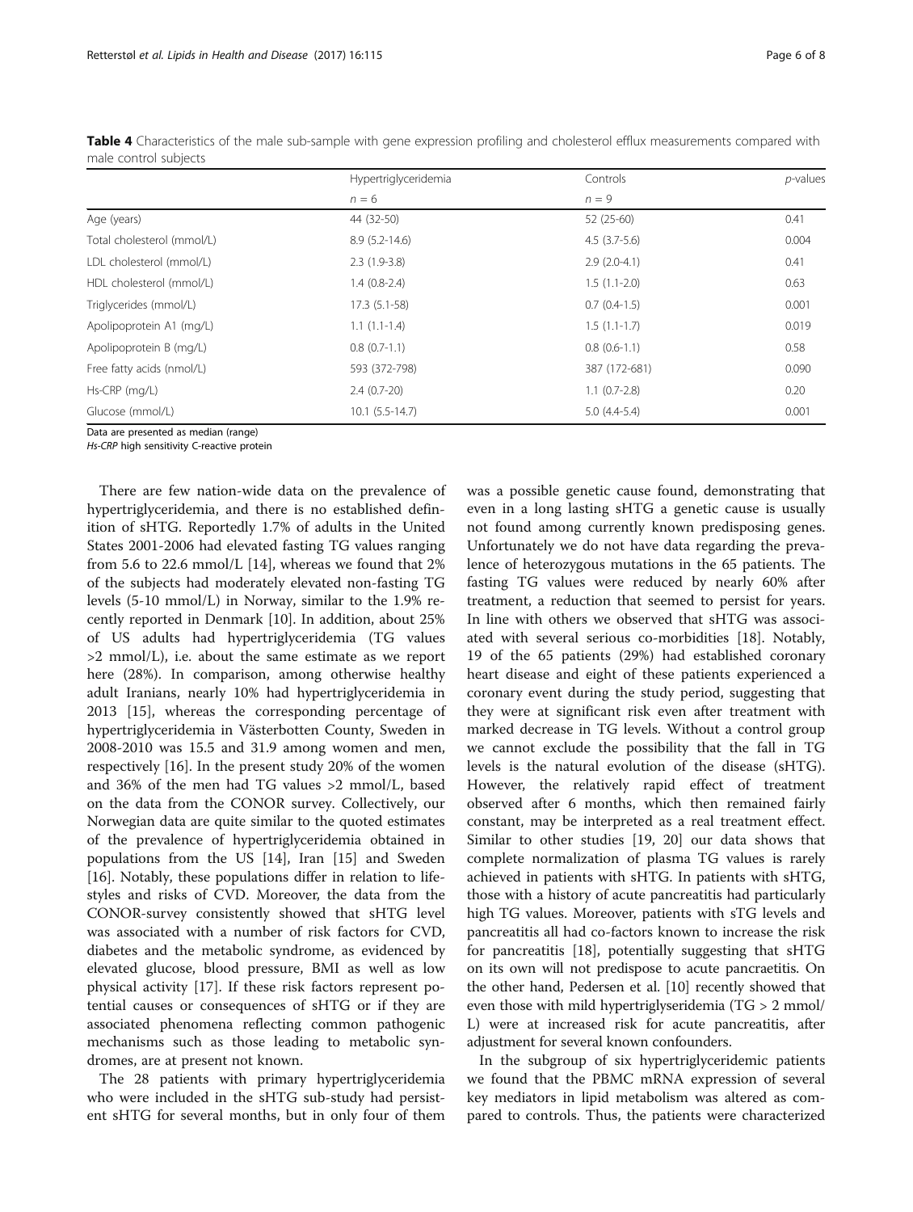**Table 4** Characteristics of the male sub-sample with gene expression profiling and cholesterol efflux measurements compared with male control subjects

| | Hypertriglyceridemia | Controls | *p*-values |
|---|---|---|---|
| | $n = 6$ | $n = 9$ | |
| Age (years) | 44 (32-50) | 52 (25-60) | 0.41 |
| Total cholesterol (mmol/L) | 8.9 (5.2-14.6) | 4.5 (3.7-5.6) | 0.004 |
| LDL cholesterol (mmol/L) | 2.3 (1.9-3.8) | 2.9 (2.0-4.1) | 0.41 |
| HDL cholesterol (mmol/L) | 1.4 (0.8-2.4) | 1.5 (1.1-2.0) | 0.63 |
| Triglycerides (mmol/L) | 17.3 (5.1-58) | 0.7 (0.4-1.5) | 0.001 |
| Apolipoprotein A1 (mg/L) | 1.1 (1.1-1.4) | 1.5 (1.1-1.7) | 0.019 |
| Apolipoprotein B (mg/L) | 0.8 (0.7-1.1) | 0.8 (0.6-1.1) | 0.58 |
| Free fatty acids (nmol/L) | 593 (372-798) | 387 (172-681) | 0.090 |
| Hs-CRP (mg/L) | 2.4 (0.7-20) | 1.1 (0.7-2.8) | 0.20 |
| Glucose (mmol/L) | 10.1 (5.5-14.7) | 5.0 (4.4-5.4) | 0.001 |

Data are presented as median (range)
*Hs-CRP* high sensitivity C-reactive protein

There are few nation-wide data on the prevalence of hypertriglyceridemia, and there is no established definition of sHTG. Reportedly 1.7% of adults in the United States 2001-2006 had elevated fasting TG values ranging from 5.6 to 22.6 mmol/L [14], whereas we found that 2% of the subjects had moderately elevated non-fasting TG levels (5-10 mmol/L) in Norway, similar to the 1.9% recently reported in Denmark [10]. In addition, about 25% of US adults had hypertriglyceridemia (TG values >2 mmol/L), i.e. about the same estimate as we report here (28%). In comparison, among otherwise healthy adult Iranians, nearly 10% had hypertriglyceridemia in 2013 [15], whereas the corresponding percentage of hypertriglyceridemia in Västerbotten County, Sweden in 2008-2010 was 15.5 and 31.9 among women and men, respectively [16]. In the present study 20% of the women and 36% of the men had TG values >2 mmol/L, based on the data from the CONOR survey. Collectively, our Norwegian data are quite similar to the quoted estimates of the prevalence of hypertriglyceridemia obtained in populations from the US [14], Iran [15] and Sweden [16]. Notably, these populations differ in relation to lifestyles and risks of CVD. Moreover, the data from the CONOR-survey consistently showed that sHTG level was associated with a number of risk factors for CVD, diabetes and the metabolic syndrome, as evidenced by elevated glucose, blood pressure, BMI as well as low physical activity [17]. If these risk factors represent potential causes or consequences of sHTG or if they are associated phenomena reflecting common pathogenic mechanisms such as those leading to metabolic syndromes, are at present not known.

The 28 patients with primary hypertriglyceridemia who were included in the sHTG sub-study had persistent sHTG for several months, but in only four of them was a possible genetic cause found, demonstrating that even in a long lasting sHTG a genetic cause is usually not found among currently known predisposing genes. Unfortunately we do not have data regarding the prevalence of heterozygous mutations in the 65 patients. The fasting TG values were reduced by nearly 60% after treatment, a reduction that seemed to persist for years. In line with others we observed that sHTG was associated with several serious co-morbidities [18]. Notably, 19 of the 65 patients (29%) had established coronary heart disease and eight of these patients experienced a coronary event during the study period, suggesting that they were at significant risk even after treatment with marked decrease in TG levels. Without a control group we cannot exclude the possibility that the fall in TG levels is the natural evolution of the disease (sHTG). However, the relatively rapid effect of treatment observed after 6 months, which then remained fairly constant, may be interpreted as a real treatment effect. Similar to other studies [19, 20] our data shows that complete normalization of plasma TG values is rarely achieved in patients with sHTG. In patients with sHTG, those with a history of acute pancreatitis had particularly high TG values. Moreover, patients with sTG levels and pancreatitis all had co-factors known to increase the risk for pancreatitis [18], potentially suggesting that sHTG on its own will not predispose to acute pancraetitis. On the other hand, Pedersen et al. [10] recently showed that even those with mild hypertriglyseridemia (TG > 2 mmol/L) were at increased risk for acute pancreatitis, after adjustment for several known confounders.

In the subgroup of six hypertriglyceridemic patients we found that the PBMC mRNA expression of several key mediators in lipid metabolism was altered as compared to controls. Thus, the patients were characterized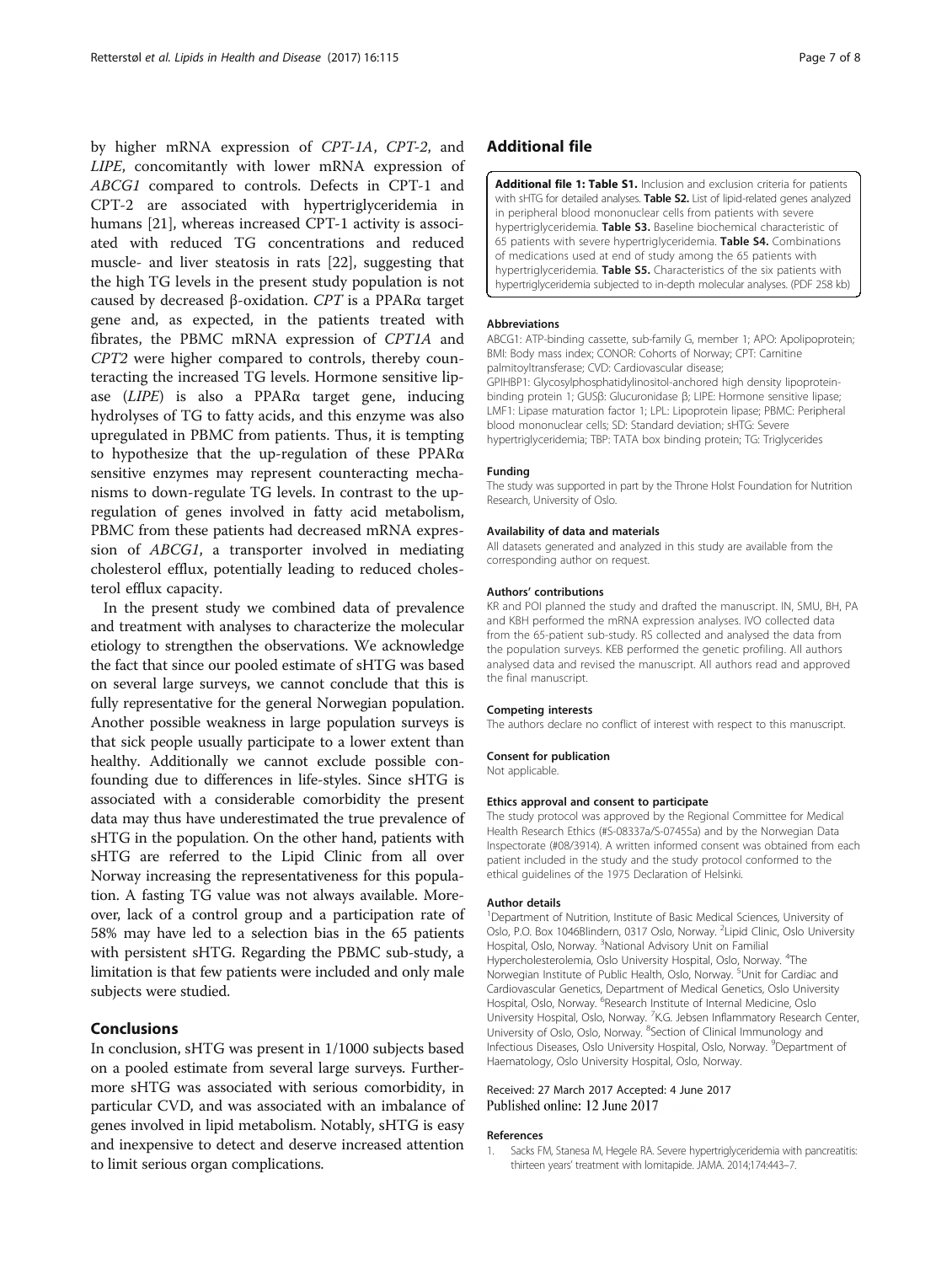by higher mRNA expression of *CPT-1A*, *CPT-2*, and *LIPE*, concomitantly with lower mRNA expression of *ABCG1* compared to controls. Defects in CPT-1 and CPT-2 are associated with hypertriglyceridemia in humans [21], whereas increased CPT-1 activity is associated with reduced TG concentrations and reduced muscle- and liver steatosis in rats [22], suggesting that the high TG levels in the present study population is not caused by decreased β-oxidation. *CPT* is a PPARα target gene and, as expected, in the patients treated with fibrates, the PBMC mRNA expression of *CPT1A* and *CPT2* were higher compared to controls, thereby counteracting the increased TG levels. Hormone sensitive lipase (*LIPE*) is also a PPARα target gene, inducing hydrolyses of TG to fatty acids, and this enzyme was also upregulated in PBMC from patients. Thus, it is tempting to hypothesize that the up-regulation of these PPARα sensitive enzymes may represent counteracting mechanisms to down-regulate TG levels. In contrast to the up-regulation of genes involved in fatty acid metabolism, PBMC from these patients had decreased mRNA expression of *ABCG1*, a transporter involved in mediating cholesterol efflux, potentially leading to reduced cholesterol efflux capacity.

In the present study we combined data of prevalence and treatment with analyses to characterize the molecular etiology to strengthen the observations. We acknowledge the fact that since our pooled estimate of sHTG was based on several large surveys, we cannot conclude that this is fully representative for the general Norwegian population. Another possible weakness in large population surveys is that sick people usually participate to a lower extent than healthy. Additionally we cannot exclude possible confounding due to differences in life-styles. Since sHTG is associated with a considerable comorbidity the present data may thus have underestimated the true prevalence of sHTG in the population. On the other hand, patients with sHTG are referred to the Lipid Clinic from all over Norway increasing the representativeness for this population. A fasting TG value was not always available. Moreover, lack of a control group and a participation rate of 58% may have led to a selection bias in the 65 patients with persistent sHTG. Regarding the PBMC sub-study, a limitation is that few patients were included and only male subjects were studied.

## Conclusions

In conclusion, sHTG was present in 1/1000 subjects based on a pooled estimate from several large surveys. Furthermore sHTG was associated with serious comorbidity, in particular CVD, and was associated with an imbalance of genes involved in lipid metabolism. Notably, sHTG is easy and inexpensive to detect and deserve increased attention to limit serious organ complications.

## Additional file

**Additional file 1: Table S1.** Inclusion and exclusion criteria for patients with sHTG for detailed analyses. **Table S2.** List of lipid-related genes analyzed in peripheral blood mononuclear cells from patients with severe hypertriglyceridemia. **Table S3.** Baseline biochemical characteristic of 65 patients with severe hypertriglyceridemia. **Table S4.** Combinations of medications used at end of study among the 65 patients with hypertriglyceridemia. **Table S5.** Characteristics of the six patients with hypertriglyceridemia subjected to in-depth molecular analyses. (PDF 258 kb)

#### Abbreviations

ABCG1: ATP-binding cassette, sub-family G, member 1; APO: Apolipoprotein; BMI: Body mass index; CONOR: Cohorts of Norway; CPT: Carnitine palmitoyltransferase; CVD: Cardiovascular disease; GPIHBP1: Glycosylphosphatidylinositol-anchored high density lipoprotein-binding protein 1; GUSβ: Glucuronidase β; LIPE: Hormone sensitive lipase; LMF1: Lipase maturation factor 1; LPL: Lipoprotein lipase; PBMC: Peripheral blood mononuclear cells; SD: Standard deviation; sHTG: Severe hypertriglyceridemia; TBP: TATA box binding protein; TG: Triglycerides

#### Funding

The study was supported in part by the Throne Holst Foundation for Nutrition Research, University of Oslo.

#### Availability of data and materials

All datasets generated and analyzed in this study are available from the corresponding author on request.

#### Authors' contributions

KR and POI planned the study and drafted the manuscript. IN, SMU, BH, PA and KBH performed the mRNA expression analyses. IVO collected data from the 65-patient sub-study. RS collected and analysed the data from the population surveys. KEB performed the genetic profiling. All authors analysed data and revised the manuscript. All authors read and approved the final manuscript.

#### Competing interests

The authors declare no conflict of interest with respect to this manuscript.

#### Consent for publication

Not applicable.

#### Ethics approval and consent to participate

The study protocol was approved by the Regional Committee for Medical Health Research Ethics (#S-08337a/S-07455a) and by the Norwegian Data Inspectorate (#08/3914). A written informed consent was obtained from each patient included in the study and the study protocol conformed to the ethical guidelines of the 1975 Declaration of Helsinki.

#### Author details

[1]Department of Nutrition, Institute of Basic Medical Sciences, University of Oslo, P.O. Box 1046Blindern, 0317 Oslo, Norway. [2]Lipid Clinic, Oslo University Hospital, Oslo, Norway. [3]National Advisory Unit on Familial Hypercholesterolemia, Oslo University Hospital, Oslo, Norway. [4]The Norwegian Institute of Public Health, Oslo, Norway. [5]Unit for Cardiac and Cardiovascular Genetics, Department of Medical Genetics, Oslo University Hospital, Oslo, Norway. [6]Research Institute of Internal Medicine, Oslo University Hospital, Oslo, Norway. [7]K.G. Jebsen Inflammatory Research Center, University of Oslo, Oslo, Norway. [8]Section of Clinical Immunology and Infectious Diseases, Oslo University Hospital, Oslo, Norway. [9]Department of Haematology, Oslo University Hospital, Oslo, Norway.

Received: 27 March 2017 Accepted: 4 June 2017
Published online: 12 June 2017

#### References

1. Sacks FM, Stanesa M, Hegele RA. Severe hypertriglyceridemia with pancreatitis: thirteen years' treatment with lomitapide. JAMA. 2014;174:443–7.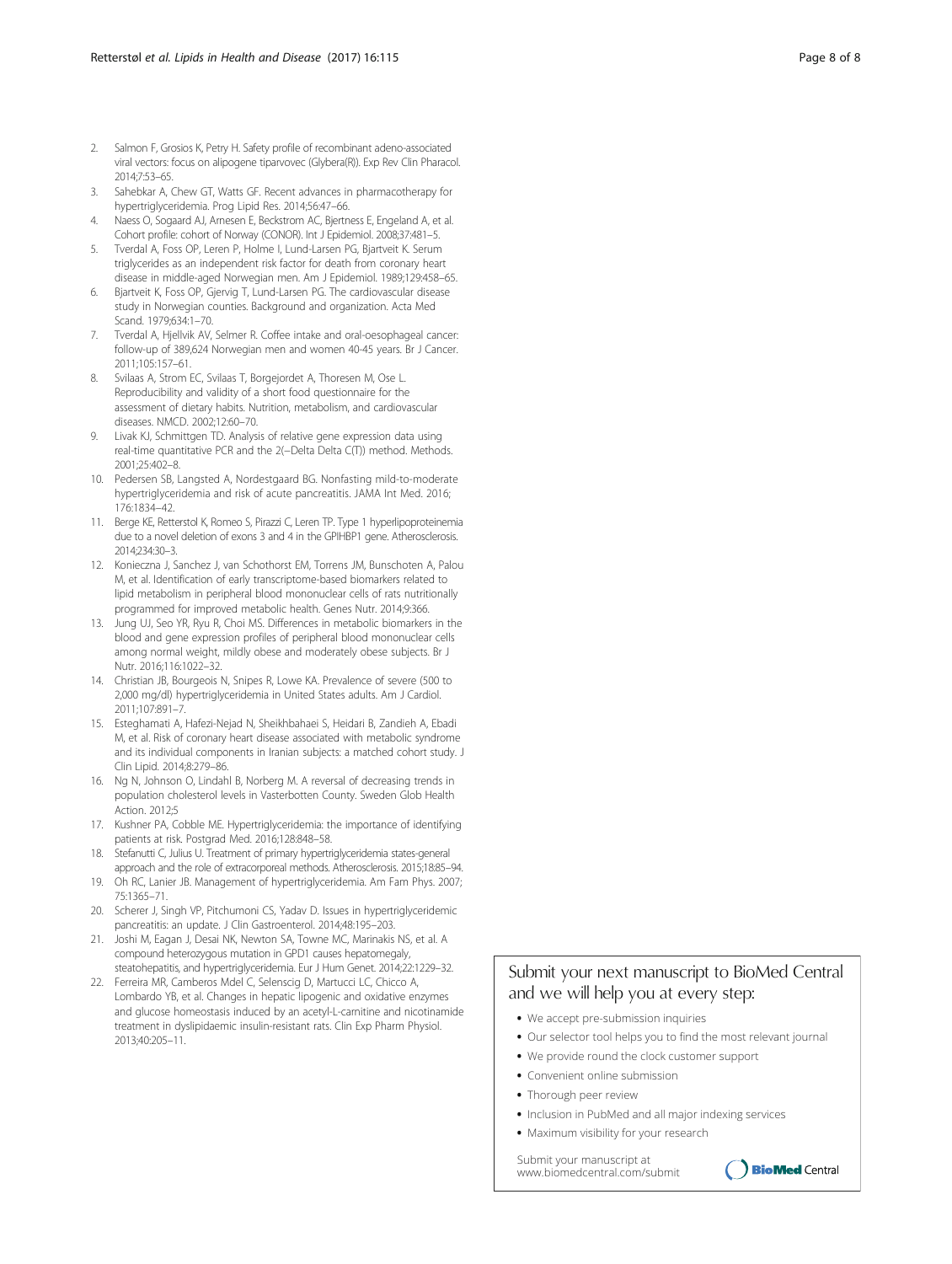2. Salmon F, Grosios K, Petry H. Safety profile of recombinant adeno-associated viral vectors: focus on alipogene tiparvovec (Glybera(R)). Exp Rev Clin Pharacol. 2014;7:53–65.
3. Sahebkar A, Chew GT, Watts GF. Recent advances in pharmacotherapy for hypertriglyceridemia. Prog Lipid Res. 2014;56:47–66.
4. Naess O, Sogaard AJ, Arnesen E, Beckstrom AC, Bjertness E, Engeland A, et al. Cohort profile: cohort of Norway (CONOR). Int J Epidemiol. 2008;37:481–5.
5. Tverdal A, Foss OP, Leren P, Holme I, Lund-Larsen PG, Bjartveit K. Serum triglycerides as an independent risk factor for death from coronary heart disease in middle-aged Norwegian men. Am J Epidemiol. 1989;129:458–65.
6. Bjartveit K, Foss OP, Gjervig T, Lund-Larsen PG. The cardiovascular disease study in Norwegian counties. Background and organization. Acta Med Scand. 1979;634:1–70.
7. Tverdal A, Hjellvik AV, Selmer R. Coffee intake and oral-oesophageal cancer: follow-up of 389,624 Norwegian men and women 40-45 years. Br J Cancer. 2011;105:157–61.
8. Svilaas A, Strom EC, Svilaas T, Borgejordet A, Thoresen M, Ose L. Reproducibility and validity of a short food questionnaire for the assessment of dietary habits. Nutrition, metabolism, and cardiovascular diseases. NMCD. 2002;12:60–70.
9. Livak KJ, Schmittgen TD. Analysis of relative gene expression data using real-time quantitative PCR and the 2(−Delta Delta C(T)) method. Methods. 2001;25:402–8.
10. Pedersen SB, Langsted A, Nordestgaard BG. Nonfasting mild-to-moderate hypertriglyceridemia and risk of acute pancreatitis. JAMA Int Med. 2016; 176:1834–42.
11. Berge KE, Retterstol K, Romeo S, Pirazzi C, Leren TP. Type 1 hyperlipoproteinemia due to a novel deletion of exons 3 and 4 in the GPIHBP1 gene. Atherosclerosis. 2014;234:30–3.
12. Konieczna J, Sanchez J, van Schothorst EM, Torrens JM, Bunschoten A, Palou M, et al. Identification of early transcriptome-based biomarkers related to lipid metabolism in peripheral blood mononuclear cells of rats nutritionally programmed for improved metabolic health. Genes Nutr. 2014;9:366.
13. Jung UJ, Seo YR, Ryu R, Choi MS. Differences in metabolic biomarkers in the blood and gene expression profiles of peripheral blood mononuclear cells among normal weight, mildly obese and moderately obese subjects. Br J Nutr. 2016;116:1022–32.
14. Christian JB, Bourgeois N, Snipes R, Lowe KA. Prevalence of severe (500 to 2,000 mg/dl) hypertriglyceridemia in United States adults. Am J Cardiol. 2011;107:891–7.
15. Esteghamati A, Hafezi-Nejad N, Sheikhbahaei S, Heidari B, Zandieh A, Ebadi M, et al. Risk of coronary heart disease associated with metabolic syndrome and its individual components in Iranian subjects: a matched cohort study. J Clin Lipid. 2014;8:279–86.
16. Ng N, Johnson O, Lindahl B, Norberg M. A reversal of decreasing trends in population cholesterol levels in Vasterbotten County. Sweden Glob Health Action. 2012;5
17. Kushner PA, Cobble ME. Hypertriglyceridemia: the importance of identifying patients at risk. Postgrad Med. 2016;128:848–58.
18. Stefanutti C, Julius U. Treatment of primary hypertriglyceridemia states-general approach and the role of extracorporeal methods. Atherosclerosis. 2015;18:85–94.
19. Oh RC, Lanier JB. Management of hypertriglyceridemia. Am Fam Phys. 2007; 75:1365–71.
20. Scherer J, Singh VP, Pitchumoni CS, Yadav D. Issues in hypertriglyceridemic pancreatitis: an update. J Clin Gastroenterol. 2014;48:195–203.
21. Joshi M, Eagan J, Desai NK, Newton SA, Towne MC, Marinakis NS, et al. A compound heterozygous mutation in GPD1 causes hepatomegaly, steatohepatitis, and hypertriglyceridemia. Eur J Hum Genet. 2014;22:1229–32.
22. Ferreira MR, Camberos Mdel C, Selenscig D, Martucci LC, Chicco A, Lombardo YB, et al. Changes in hepatic lipogenic and oxidative enzymes and glucose homeostasis induced by an acetyl-L-carnitine and nicotinamide treatment in dyslipidaemic insulin-resistant rats. Clin Exp Pharm Physiol. 2013;40:205–11.

Submit your next manuscript to BioMed Central and we will help you at every step:

- We accept pre-submission inquiries
- Our selector tool helps you to find the most relevant journal
- We provide round the clock customer support
- Convenient online submission
- Thorough peer review
- Inclusion in PubMed and all major indexing services
- Maximum visibility for your research

Submit your manuscript at www.biomedcentral.com/submit

BioMed Central